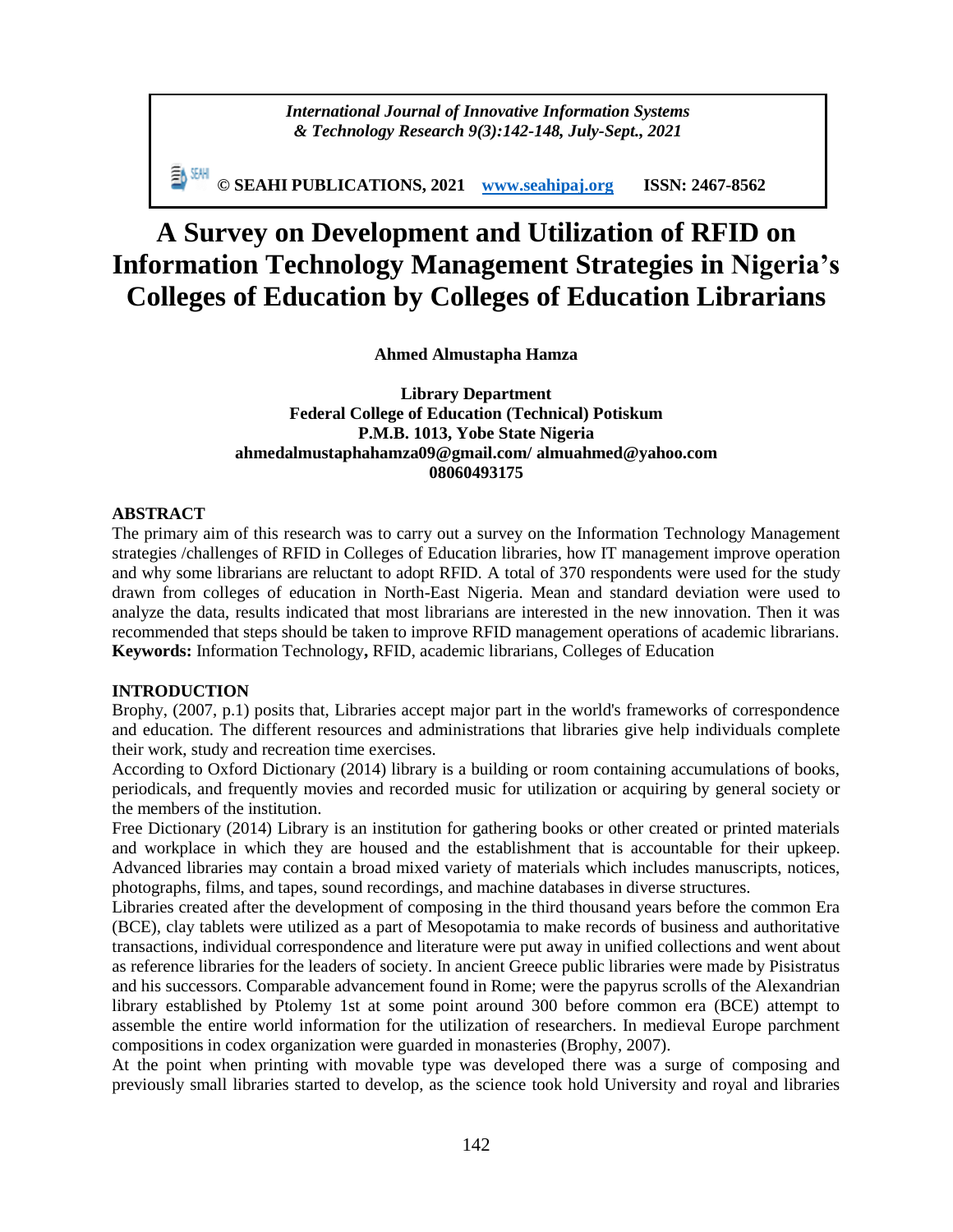# A Survey on Development and Utilization of RFID on Information Technology Management Strategies in Nigeria's Colleges of Education by Colleges of Education Librarians

**Ahmed Almustapha Hamza**

**Library Department**
**Federal College of Education (Technical) Potiskum**
**P.M.B. 1013, Yobe State Nigeria**
**ahmedalmustaphahamza09@gmail.com/ almuahmed@yahoo.com**
**08060493175**

## ABSTRACT

The primary aim of this research was to carry out a survey on the Information Technology Management strategies /challenges of RFID in Colleges of Education libraries, how IT management improve operation and why some librarians are reluctant to adopt RFID. A total of 370 respondents were used for the study drawn from colleges of education in North-East Nigeria. Mean and standard deviation were used to analyze the data, results indicated that most librarians are interested in the new innovation. Then it was recommended that steps should be taken to improve RFID management operations of academic librarians.

**Keywords:** Information Technology**,** RFID, academic librarians, Colleges of Education

## INTRODUCTION

Brophy, (2007, p.1) posits that, Libraries accept major part in the world's frameworks of correspondence and education. The different resources and administrations that libraries give help individuals complete their work, study and recreation time exercises.

According to Oxford Dictionary (2014) library is a building or room containing accumulations of books, periodicals, and frequently movies and recorded music for utilization or acquiring by general society or the members of the institution.

Free Dictionary (2014) Library is an institution for gathering books or other created or printed materials and workplace in which they are housed and the establishment that is accountable for their upkeep. Advanced libraries may contain a broad mixed variety of materials which includes manuscripts, notices, photographs, films, and tapes, sound recordings, and machine databases in diverse structures.

Libraries created after the development of composing in the third thousand years before the common Era (BCE), clay tablets were utilized as a part of Mesopotamia to make records of business and authoritative transactions, individual correspondence and literature were put away in unified collections and went about as reference libraries for the leaders of society. In ancient Greece public libraries were made by Pisistratus and his successors. Comparable advancement found in Rome; were the papyrus scrolls of the Alexandrian library established by Ptolemy 1st at some point around 300 before common era (BCE) attempt to assemble the entire world information for the utilization of researchers. In medieval Europe parchment compositions in codex organization were guarded in monasteries (Brophy, 2007).

At the point when printing with movable type was developed there was a surge of composing and previously small libraries started to develop, as the science took hold University and royal and libraries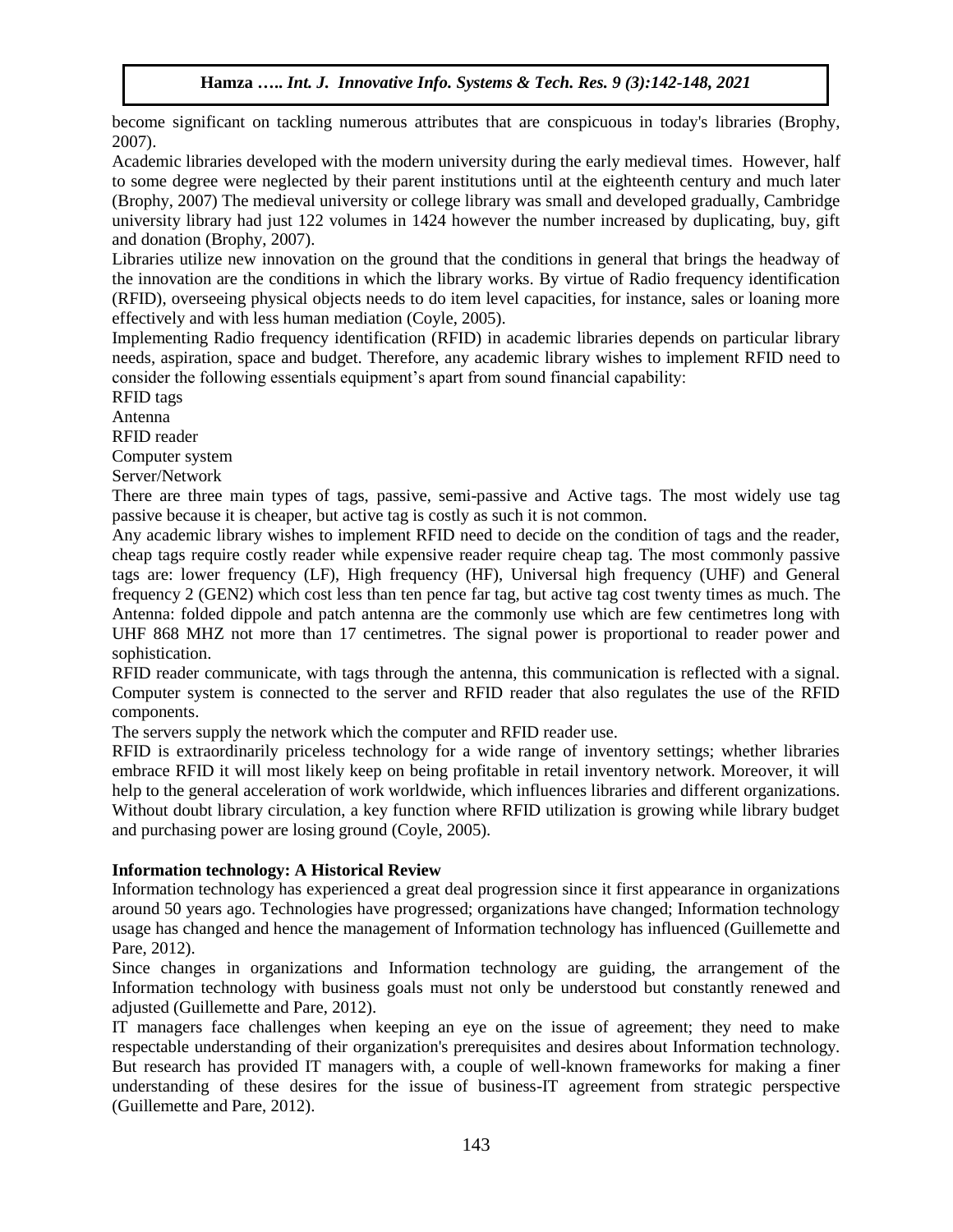become significant on tackling numerous attributes that are conspicuous in today's libraries (Brophy, 2007).

Academic libraries developed with the modern university during the early medieval times. However, half to some degree were neglected by their parent institutions until at the eighteenth century and much later (Brophy, 2007) The medieval university or college library was small and developed gradually, Cambridge university library had just 122 volumes in 1424 however the number increased by duplicating, buy, gift and donation (Brophy, 2007).

Libraries utilize new innovation on the ground that the conditions in general that brings the headway of the innovation are the conditions in which the library works. By virtue of Radio frequency identification (RFID), overseeing physical objects needs to do item level capacities, for instance, sales or loaning more effectively and with less human mediation (Coyle, 2005).

Implementing Radio frequency identification (RFID) in academic libraries depends on particular library needs, aspiration, space and budget. Therefore, any academic library wishes to implement RFID need to consider the following essentials equipment's apart from sound financial capability:

RFID tags

Antenna

RFID reader

Computer system

Server/Network

There are three main types of tags, passive, semi-passive and Active tags. The most widely use tag passive because it is cheaper, but active tag is costly as such it is not common.

Any academic library wishes to implement RFID need to decide on the condition of tags and the reader, cheap tags require costly reader while expensive reader require cheap tag. The most commonly passive tags are: lower frequency (LF), High frequency (HF), Universal high frequency (UHF) and General frequency 2 (GEN2) which cost less than ten pence far tag, but active tag cost twenty times as much. The Antenna: folded dippole and patch antenna are the commonly use which are few centimetres long with UHF 868 MHZ not more than 17 centimetres. The signal power is proportional to reader power and sophistication.

RFID reader communicate, with tags through the antenna, this communication is reflected with a signal. Computer system is connected to the server and RFID reader that also regulates the use of the RFID components.

The servers supply the network which the computer and RFID reader use.

RFID is extraordinarily priceless technology for a wide range of inventory settings; whether libraries embrace RFID it will most likely keep on being profitable in retail inventory network. Moreover, it will help to the general acceleration of work worldwide, which influences libraries and different organizations. Without doubt library circulation, a key function where RFID utilization is growing while library budget and purchasing power are losing ground (Coyle, 2005).

**Information technology: A Historical Review**

Information technology has experienced a great deal progression since it first appearance in organizations around 50 years ago. Technologies have progressed; organizations have changed; Information technology usage has changed and hence the management of Information technology has influenced (Guillemette and Pare, 2012).

Since changes in organizations and Information technology are guiding, the arrangement of the Information technology with business goals must not only be understood but constantly renewed and adjusted (Guillemette and Pare, 2012).

IT managers face challenges when keeping an eye on the issue of agreement; they need to make respectable understanding of their organization's prerequisites and desires about Information technology. But research has provided IT managers with, a couple of well-known frameworks for making a finer understanding of these desires for the issue of business-IT agreement from strategic perspective (Guillemette and Pare, 2012).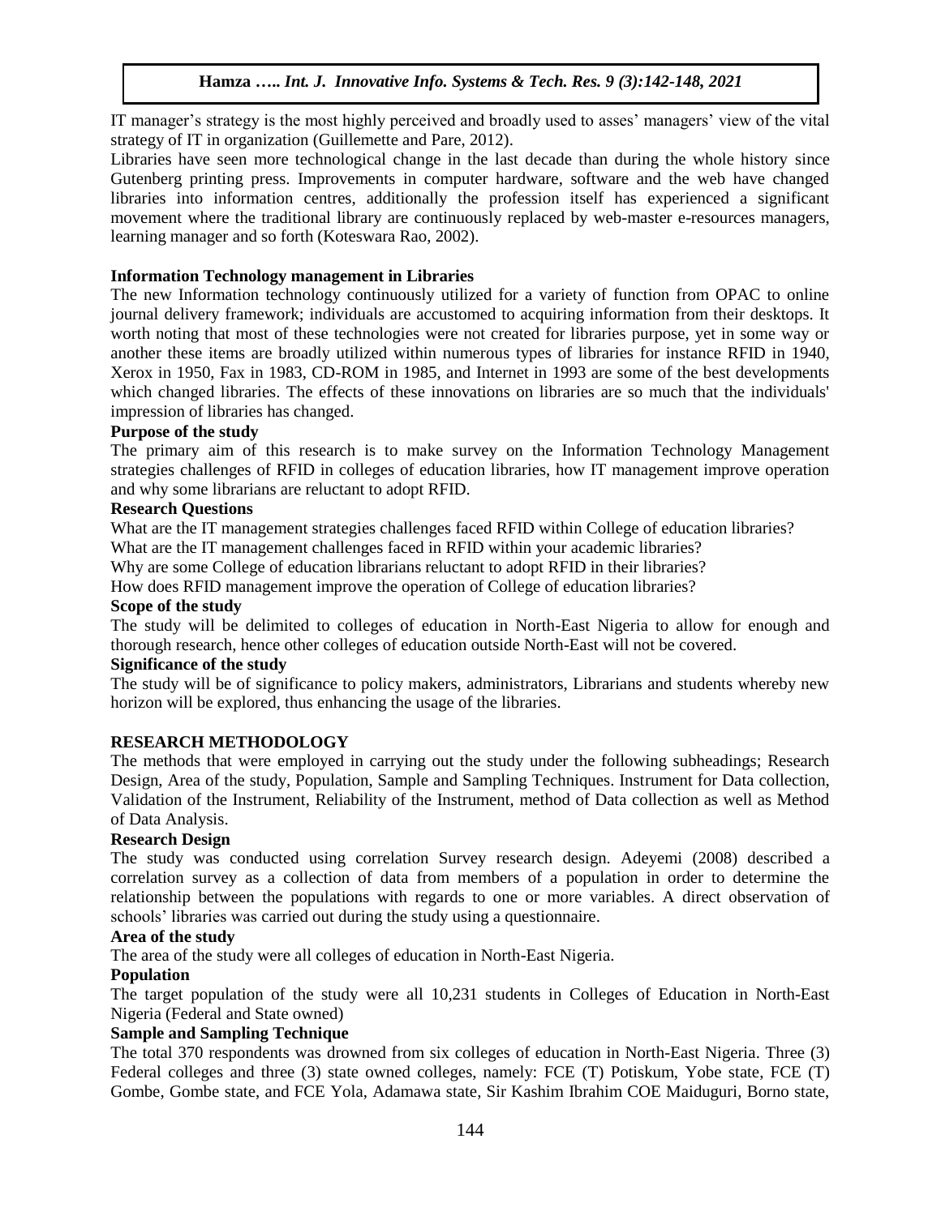IT manager's strategy is the most highly perceived and broadly used to asses' managers' view of the vital strategy of IT in organization (Guillemette and Pare, 2012).

Libraries have seen more technological change in the last decade than during the whole history since Gutenberg printing press. Improvements in computer hardware, software and the web have changed libraries into information centres, additionally the profession itself has experienced a significant movement where the traditional library are continuously replaced by web-master e-resources managers, learning manager and so forth (Koteswara Rao, 2002).

**Information Technology management in Libraries**

The new Information technology continuously utilized for a variety of function from OPAC to online journal delivery framework; individuals are accustomed to acquiring information from their desktops. It worth noting that most of these technologies were not created for libraries purpose, yet in some way or another these items are broadly utilized within numerous types of libraries for instance RFID in 1940, Xerox in 1950, Fax in 1983, CD-ROM in 1985, and Internet in 1993 are some of the best developments which changed libraries. The effects of these innovations on libraries are so much that the individuals' impression of libraries has changed.

**Purpose of the study**

The primary aim of this research is to make survey on the Information Technology Management strategies challenges of RFID in colleges of education libraries, how IT management improve operation and why some librarians are reluctant to adopt RFID.

**Research Questions**

What are the IT management strategies challenges faced RFID within College of education libraries?

What are the IT management challenges faced in RFID within your academic libraries?

Why are some College of education librarians reluctant to adopt RFID in their libraries?

How does RFID management improve the operation of College of education libraries?

**Scope of the study**

The study will be delimited to colleges of education in North-East Nigeria to allow for enough and thorough research, hence other colleges of education outside North-East will not be covered.

**Significance of the study**

The study will be of significance to policy makers, administrators, Librarians and students whereby new horizon will be explored, thus enhancing the usage of the libraries.

## RESEARCH METHODOLOGY

The methods that were employed in carrying out the study under the following subheadings; Research Design, Area of the study, Population, Sample and Sampling Techniques. Instrument for Data collection, Validation of the Instrument, Reliability of the Instrument, method of Data collection as well as Method of Data Analysis.

**Research Design**

The study was conducted using correlation Survey research design. Adeyemi (2008) described a correlation survey as a collection of data from members of a population in order to determine the relationship between the populations with regards to one or more variables. A direct observation of schools' libraries was carried out during the study using a questionnaire.

**Area of the study**

The area of the study were all colleges of education in North-East Nigeria.

**Population**

The target population of the study were all 10,231 students in Colleges of Education in North-East Nigeria (Federal and State owned)

**Sample and Sampling Technique**

The total 370 respondents was drowned from six colleges of education in North-East Nigeria. Three (3) Federal colleges and three (3) state owned colleges, namely: FCE (T) Potiskum, Yobe state, FCE (T) Gombe, Gombe state, and FCE Yola, Adamawa state, Sir Kashim Ibrahim COE Maiduguri, Borno state,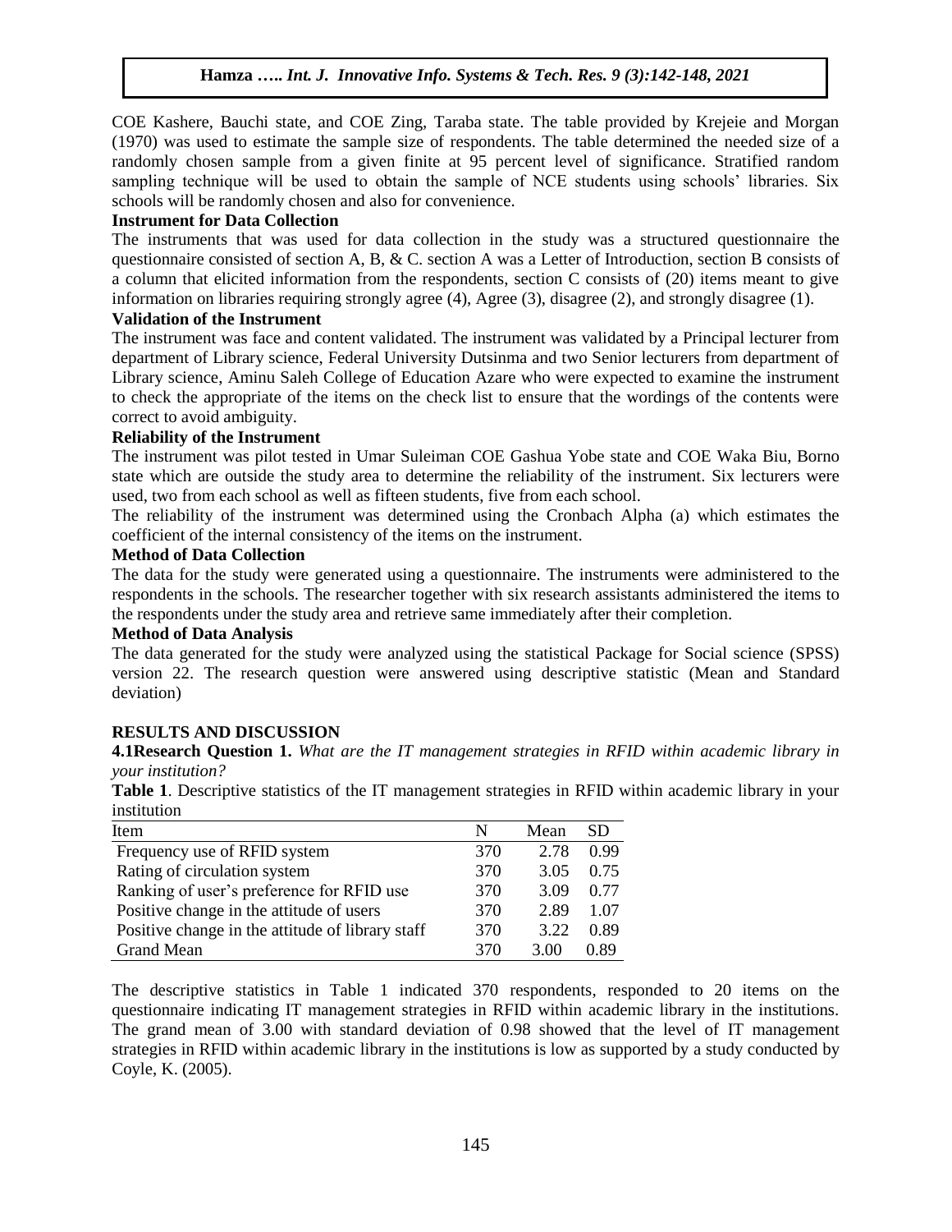COE Kashere, Bauchi state, and COE Zing, Taraba state. The table provided by Krejeie and Morgan (1970) was used to estimate the sample size of respondents. The table determined the needed size of a randomly chosen sample from a given finite at 95 percent level of significance. Stratified random sampling technique will be used to obtain the sample of NCE students using schools' libraries. Six schools will be randomly chosen and also for convenience.

**Instrument for Data Collection**

The instruments that was used for data collection in the study was a structured questionnaire the questionnaire consisted of section A, B, & C. section A was a Letter of Introduction, section B consists of a column that elicited information from the respondents, section C consists of (20) items meant to give information on libraries requiring strongly agree (4), Agree (3), disagree (2), and strongly disagree (1).

**Validation of the Instrument**

The instrument was face and content validated. The instrument was validated by a Principal lecturer from department of Library science, Federal University Dutsinma and two Senior lecturers from department of Library science, Aminu Saleh College of Education Azare who were expected to examine the instrument to check the appropriate of the items on the check list to ensure that the wordings of the contents were correct to avoid ambiguity.

**Reliability of the Instrument**

The instrument was pilot tested in Umar Suleiman COE Gashua Yobe state and COE Waka Biu, Borno state which are outside the study area to determine the reliability of the instrument. Six lecturers were used, two from each school as well as fifteen students, five from each school.

The reliability of the instrument was determined using the Cronbach Alpha (a) which estimates the coefficient of the internal consistency of the items on the instrument.

**Method of Data Collection**

The data for the study were generated using a questionnaire. The instruments were administered to the respondents in the schools. The researcher together with six research assistants administered the items to the respondents under the study area and retrieve same immediately after their completion.

**Method of Data Analysis**

The data generated for the study were analyzed using the statistical Package for Social science (SPSS) version 22. The research question were answered using descriptive statistic (Mean and Standard deviation)

## RESULTS AND DISCUSSION

**4.1Research Question 1.** *What are the IT management strategies in RFID within academic library in your institution?*

**Table 1**. Descriptive statistics of the IT management strategies in RFID within academic library in your institution

| Item | N | Mean | SD |
|---|---|---|---|
| Frequency use of RFID system | 370 | 2.78 | 0.99 |
| Rating of circulation system | 370 | 3.05 | 0.75 |
| Ranking of user's preference for RFID use | 370 | 3.09 | 0.77 |
| Positive change in the attitude of users | 370 | 2.89 | 1.07 |
| Positive change in the attitude of library staff | 370 | 3.22 | 0.89 |
| Grand Mean | 370 | 3.00 | 0.89 |

The descriptive statistics in Table 1 indicated 370 respondents, responded to 20 items on the questionnaire indicating IT management strategies in RFID within academic library in the institutions. The grand mean of 3.00 with standard deviation of 0.98 showed that the level of IT management strategies in RFID within academic library in the institutions is low as supported by a study conducted by Coyle, K. (2005).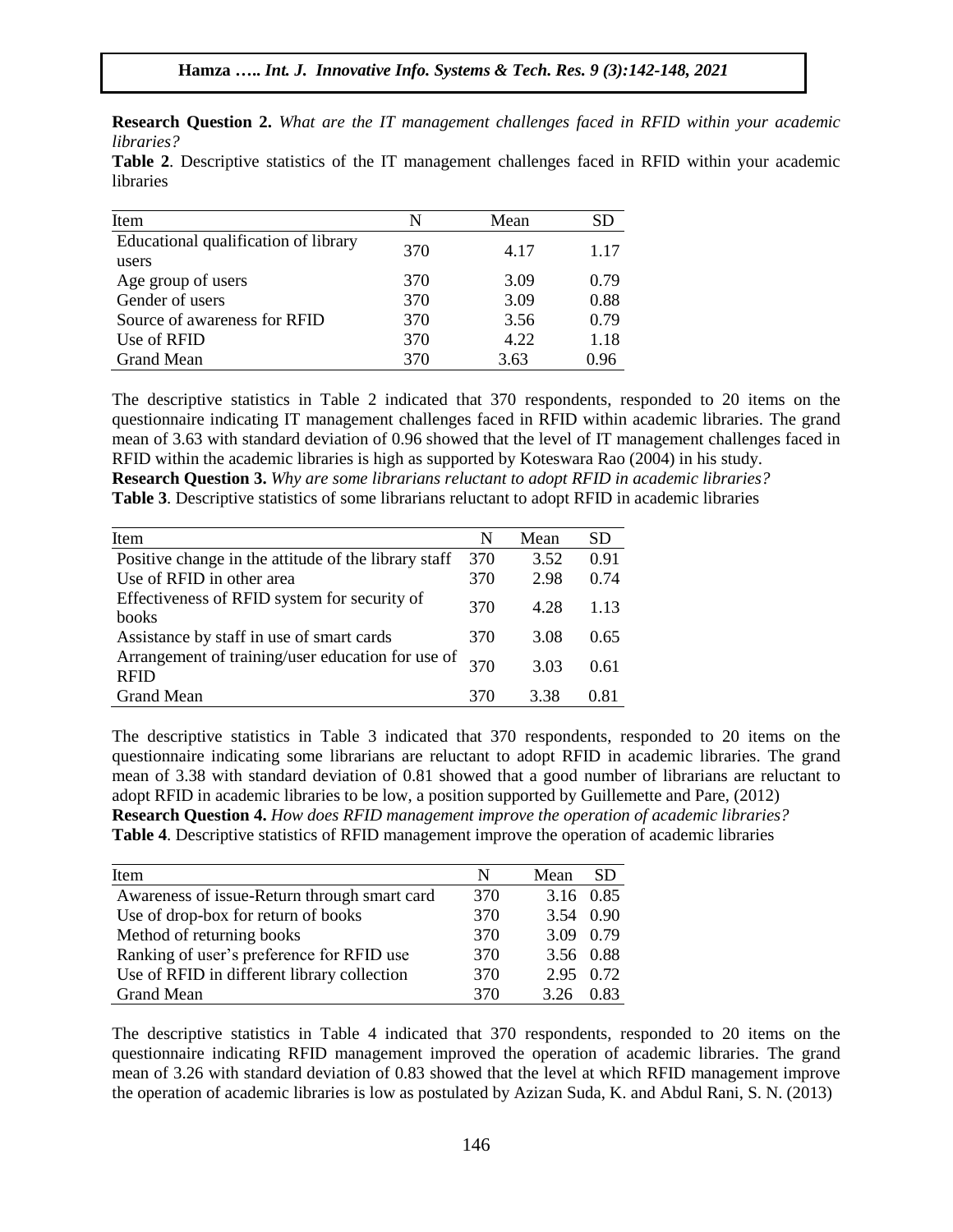**Research Question 2.** *What are the IT management challenges faced in RFID within your academic libraries?*

**Table 2**. Descriptive statistics of the IT management challenges faced in RFID within your academic libraries

| Item | N | Mean | SD |
|---|---|---|---|
| Educational qualification of library users | 370 | 4.17 | 1.17 |
| Age group of users | 370 | 3.09 | 0.79 |
| Gender of users | 370 | 3.09 | 0.88 |
| Source of awareness for RFID | 370 | 3.56 | 0.79 |
| Use of RFID | 370 | 4.22 | 1.18 |
| Grand Mean | 370 | 3.63 | 0.96 |

The descriptive statistics in Table 2 indicated that 370 respondents, responded to 20 items on the questionnaire indicating IT management challenges faced in RFID within academic libraries. The grand mean of 3.63 with standard deviation of 0.96 showed that the level of IT management challenges faced in RFID within the academic libraries is high as supported by Koteswara Rao (2004) in his study.

**Research Question 3.** *Why are some librarians reluctant to adopt RFID in academic libraries?*

**Table 3**. Descriptive statistics of some librarians reluctant to adopt RFID in academic libraries

| Item | N | Mean | SD |
|---|---|---|---|
| Positive change in the attitude of the library staff | 370 | 3.52 | 0.91 |
| Use of RFID in other area | 370 | 2.98 | 0.74 |
| Effectiveness of RFID system for security of books | 370 | 4.28 | 1.13 |
| Assistance by staff in use of smart cards | 370 | 3.08 | 0.65 |
| Arrangement of training/user education for use of RFID | 370 | 3.03 | 0.61 |
| Grand Mean | 370 | 3.38 | 0.81 |

The descriptive statistics in Table 3 indicated that 370 respondents, responded to 20 items on the questionnaire indicating some librarians are reluctant to adopt RFID in academic libraries. The grand mean of 3.38 with standard deviation of 0.81 showed that a good number of librarians are reluctant to adopt RFID in academic libraries to be low, a position supported by Guillemette and Pare, (2012)

**Research Question 4.** *How does RFID management improve the operation of academic libraries?*

**Table 4**. Descriptive statistics of RFID management improve the operation of academic libraries

| Item | N | Mean | SD |
|---|---|---|---|
| Awareness of issue-Return through smart card | 370 | 3.16 | 0.85 |
| Use of drop-box for return of books | 370 | 3.54 | 0.90 |
| Method of returning books | 370 | 3.09 | 0.79 |
| Ranking of user's preference for RFID use | 370 | 3.56 | 0.88 |
| Use of RFID in different library collection | 370 | 2.95 | 0.72 |
| Grand Mean | 370 | 3.26 | 0.83 |

The descriptive statistics in Table 4 indicated that 370 respondents, responded to 20 items on the questionnaire indicating RFID management improved the operation of academic libraries. The grand mean of 3.26 with standard deviation of 0.83 showed that the level at which RFID management improve the operation of academic libraries is low as postulated by Azizan Suda, K. and Abdul Rani, S. N. (2013)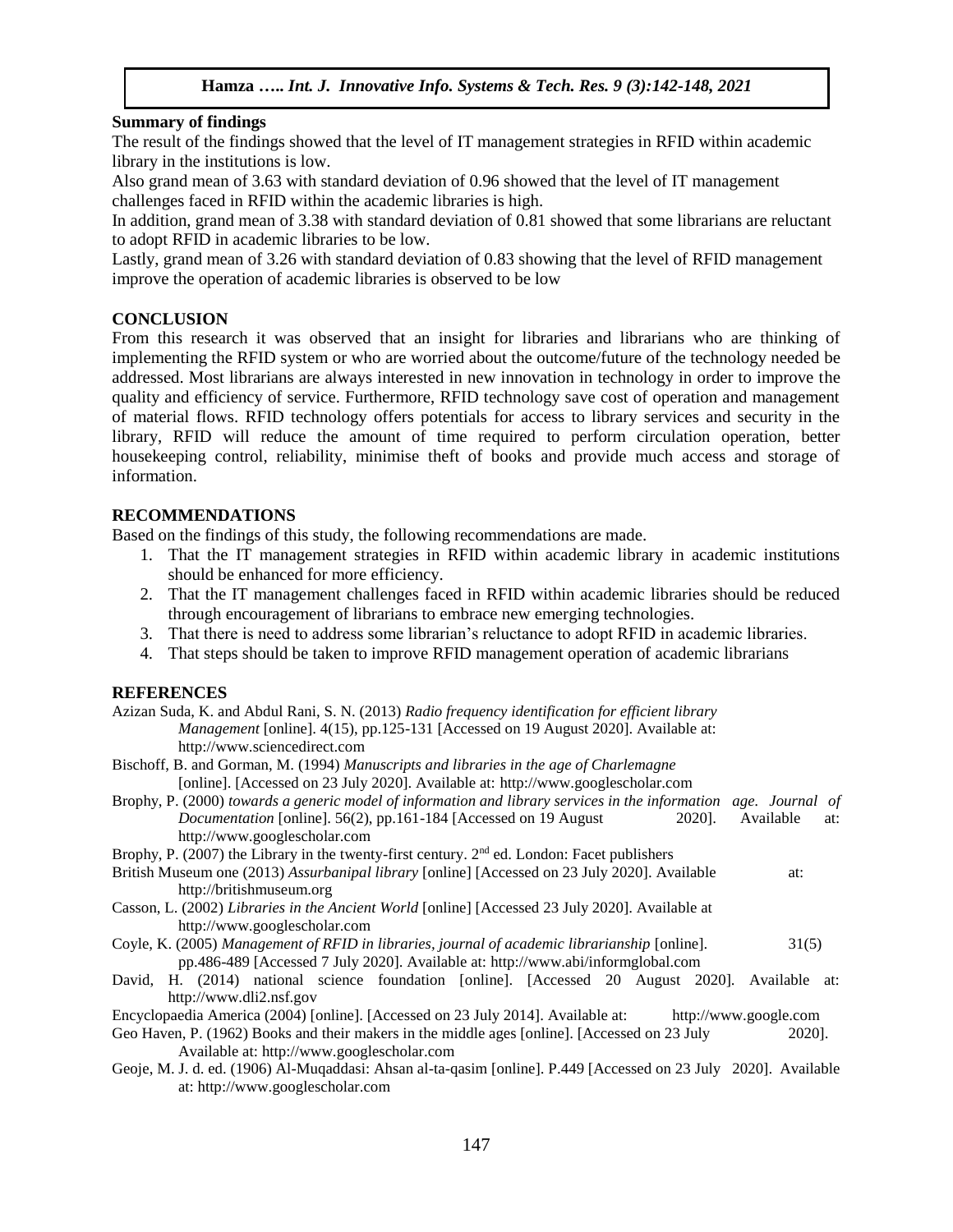**Summary of findings**

The result of the findings showed that the level of IT management strategies in RFID within academic library in the institutions is low.

Also grand mean of 3.63 with standard deviation of 0.96 showed that the level of IT management challenges faced in RFID within the academic libraries is high.

In addition, grand mean of 3.38 with standard deviation of 0.81 showed that some librarians are reluctant to adopt RFID in academic libraries to be low.

Lastly, grand mean of 3.26 with standard deviation of 0.83 showing that the level of RFID management improve the operation of academic libraries is observed to be low

## CONCLUSION

From this research it was observed that an insight for libraries and librarians who are thinking of implementing the RFID system or who are worried about the outcome/future of the technology needed be addressed. Most librarians are always interested in new innovation in technology in order to improve the quality and efficiency of service. Furthermore, RFID technology save cost of operation and management of material flows. RFID technology offers potentials for access to library services and security in the library, RFID will reduce the amount of time required to perform circulation operation, better housekeeping control, reliability, minimise theft of books and provide much access and storage of information.

## RECOMMENDATIONS

Based on the findings of this study, the following recommendations are made.

1. That the IT management strategies in RFID within academic library in academic institutions should be enhanced for more efficiency.
2. That the IT management challenges faced in RFID within academic libraries should be reduced through encouragement of librarians to embrace new emerging technologies.
3. That there is need to address some librarian's reluctance to adopt RFID in academic libraries.
4. That steps should be taken to improve RFID management operation of academic librarians

## REFERENCES

Azizan Suda, K. and Abdul Rani, S. N. (2013) *Radio frequency identification for efficient library Management* [online]. 4(15), pp.125-131 [Accessed on 19 August 2020]. Available at: http://www.sciencedirect.com

Bischoff, B. and Gorman, M. (1994) *Manuscripts and libraries in the age of Charlemagne* [online]. [Accessed on 23 July 2020]. Available at: http://www.googlescholar.com

Brophy, P. (2000) *towards a generic model of information and library services in the information age. Journal of Documentation* [online]. 56(2), pp.161-184 [Accessed on 19 August 2020]. Available at: http://www.googlescholar.com

Brophy, P. (2007) the Library in the twenty-first century. 2nd ed. London: Facet publishers

British Museum one (2013) *Assurbanipal library* [online] [Accessed on 23 July 2020]. Available at: http://britishmuseum.org

Casson, L. (2002) *Libraries in the Ancient World* [online] [Accessed 23 July 2020]. Available at http://www.googlescholar.com

Coyle, K. (2005) *Management of RFID in libraries, journal of academic librarianship* [online]. 31(5) pp.486-489 [Accessed 7 July 2020]. Available at: http://www.abi/informglobal.com

David, H. (2014) national science foundation [online]. [Accessed 20 August 2020]. Available at: http://www.dli2.nsf.gov

Encyclopaedia America (2004) [online]. [Accessed on 23 July 2014]. Available at: http://www.google.com

Geo Haven, P. (1962) Books and their makers in the middle ages [online]. [Accessed on 23 July 2020]. Available at: http://www.googlescholar.com

Geoje, M. J. d. ed. (1906) Al-Muqaddasi: Ahsan al-ta-qasim [online]. P.449 [Accessed on 23 July 2020]. Available at: http://www.googlescholar.com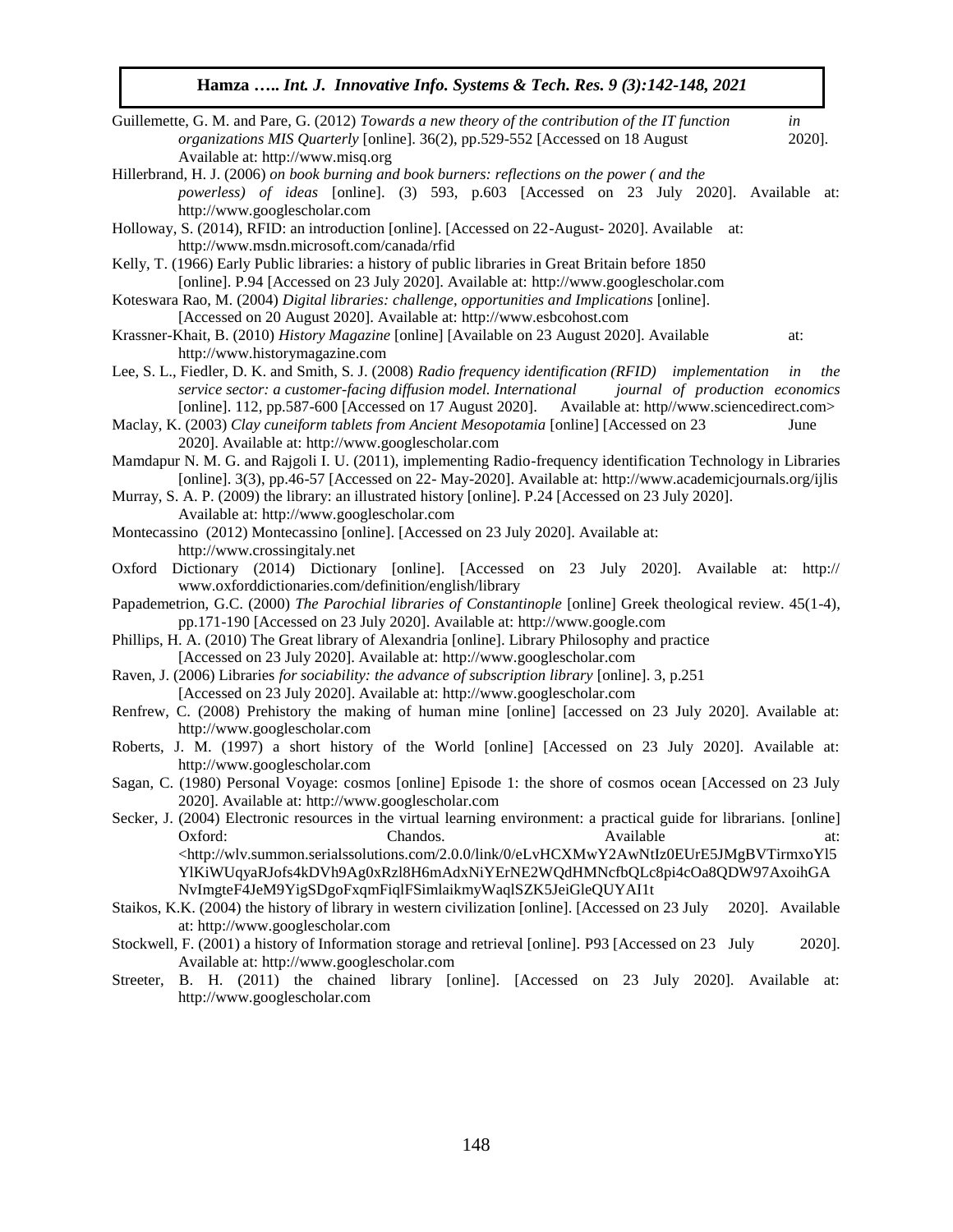Guillemette, G. M. and Pare, G. (2012) *Towards a new theory of the contribution of the IT function in organizations MIS Quarterly* [online]. 36(2), pp.529-552 [Accessed on 18 August 2020]. Available at: http://www.misq.org

Hillerbrand, H. J. (2006) *on book burning and book burners: reflections on the power ( and the powerless) of ideas* [online]. (3) 593, p.603 [Accessed on 23 July 2020]. Available at: http://www.googlescholar.com

Holloway, S. (2014), RFID: an introduction [online]. [Accessed on 22-August- 2020]. Available at: http://www.msdn.microsoft.com/canada/rfid

Kelly, T. (1966) Early Public libraries: a history of public libraries in Great Britain before 1850 [online]. P.94 [Accessed on 23 July 2020]. Available at: http://www.googlescholar.com

Koteswara Rao, M. (2004) *Digital libraries: challenge, opportunities and Implications* [online]. [Accessed on 20 August 2020]. Available at: http://www.esbcohost.com

Krassner-Khait, B. (2010) *History Magazine* [online] [Available on 23 August 2020]. Available at: http://www.historymagazine.com

Lee, S. L., Fiedler, D. K. and Smith, S. J. (2008) *Radio frequency identification (RFID) implementation in the service sector: a customer-facing diffusion model. International journal of production economics* [online]. 112, pp.587-600 [Accessed on 17 August 2020]. Available at: http//www.sciencedirect.com>

Maclay, K. (2003) *Clay cuneiform tablets from Ancient Mesopotamia* [online] [Accessed on 23 June 2020]. Available at: http://www.googlescholar.com

Mamdapur N. M. G. and Rajgoli I. U. (2011), implementing Radio-frequency identification Technology in Libraries [online]. 3(3), pp.46-57 [Accessed on 22- May-2020]. Available at: http://www.academicjournals.org/ijlis

Murray, S. A. P. (2009) the library: an illustrated history [online]. P.24 [Accessed on 23 July 2020]. Available at: http://www.googlescholar.com

Montecassino (2012) Montecassino [online]. [Accessed on 23 July 2020]. Available at: http://www.crossingitaly.net

Oxford Dictionary (2014) Dictionary [online]. [Accessed on 23 July 2020]. Available at: http:// www.oxforddictionaries.com/definition/english/library

Papademetrion, G.C. (2000) *The Parochial libraries of Constantinople* [online] Greek theological review. 45(1-4), pp.171-190 [Accessed on 23 July 2020]. Available at: http://www.google.com

Phillips, H. A. (2010) The Great library of Alexandria [online]. Library Philosophy and practice [Accessed on 23 July 2020]. Available at: http://www.googlescholar.com

Raven, J. (2006) Libraries *for sociability: the advance of subscription library* [online]. 3, p.251 [Accessed on 23 July 2020]. Available at: http://www.googlescholar.com

Renfrew, C. (2008) Prehistory the making of human mine [online] [accessed on 23 July 2020]. Available at: http://www.googlescholar.com

Roberts, J. M. (1997) a short history of the World [online] [Accessed on 23 July 2020]. Available at: http://www.googlescholar.com

Sagan, C. (1980) Personal Voyage: cosmos [online] Episode 1: the shore of cosmos ocean [Accessed on 23 July 2020]. Available at: http://www.googlescholar.com

Secker, J. (2004) Electronic resources in the virtual learning environment: a practical guide for librarians. [online] Oxford: Chandos. Available at: <http://wlv.summon.serialssolutions.com/2.0.0/link/0/eLvHCXMwY2AwNtIz0EUrE5JMgBVTirmxoYl5YlKiWUqyaRJofs4kDVh9Ag0xRzl8H6mAdxNiYErNE2WQdHMNcfbQLc8pi4cOa8QDW97AxoihGANvImgteF4JeM9YigSDgoFxqmFiqlFSimlaikmyWaqlSZK5JeiGleQUYAI1t

Staikos, K.K. (2004) the history of library in western civilization [online]. [Accessed on 23 July 2020]. Available at: http://www.googlescholar.com

Stockwell, F. (2001) a history of Information storage and retrieval [online]. P93 [Accessed on 23 July 2020]. Available at: http://www.googlescholar.com

Streeter, B. H. (2011) the chained library [online]. [Accessed on 23 July 2020]. Available at: http://www.googlescholar.com